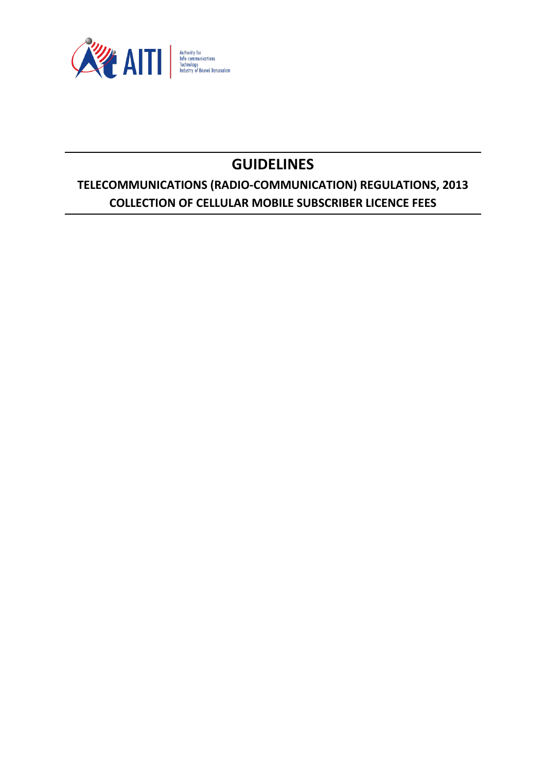AITI

Authority for Info-communications Technology Industry of Brunei Darussalam

# GUIDELINES

## TELECOMMUNICATIONS (RADIO-COMMUNICATION) REGULATIONS, 2013
## COLLECTION OF CELLULAR MOBILE SUBSCRIBER LICENCE FEES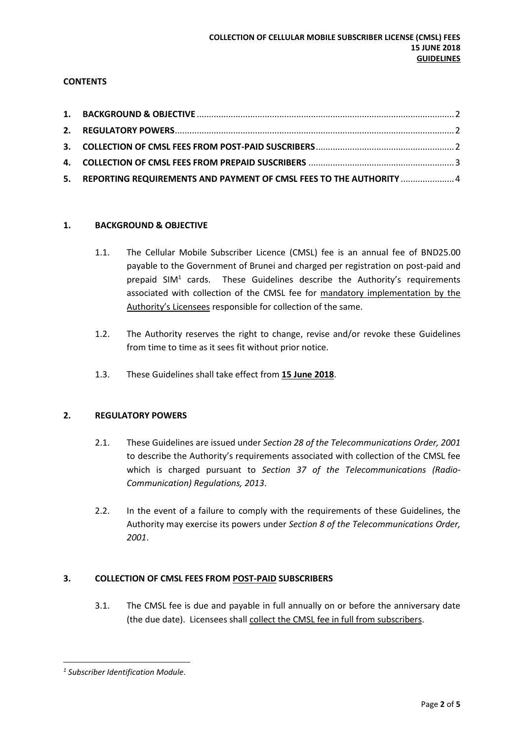**COLLECTION OF CELLULAR MOBILE SUBSCRIBER LICENSE (CMSL) FEES**
**15 JUNE 2018**
**GUIDELINES**

**CONTENTS**

1. **BACKGROUND & OBJECTIVE** .......... 2
2. **REGULATORY POWERS** .......... 2
3. **COLLECTION OF CMSL FEES FROM POST-PAID SUSCRIBERS** .......... 2
4. **COLLECTION OF CMSL FEES FROM PREPAID SUSCRIBERS** .......... 3
5. **REPORTING REQUIREMENTS AND PAYMENT OF CMSL FEES TO THE AUTHORITY** .......... 4

## 1. BACKGROUND & OBJECTIVE

1.1. The Cellular Mobile Subscriber Licence (CMSL) fee is an annual fee of BND25.00 payable to the Government of Brunei and charged per registration on post-paid and prepaid SIM[1] cards. These Guidelines describe the Authority's requirements associated with collection of the CMSL fee for <u>mandatory implementation by the Authority's Licensees</u> responsible for collection of the same.

1.2. The Authority reserves the right to change, revise and/or revoke these Guidelines from time to time as it sees fit without prior notice.

1.3. These Guidelines shall take effect from **<u>15 June 2018</u>**.

## 2. REGULATORY POWERS

2.1. These Guidelines are issued under *Section 28 of the Telecommunications Order, 2001* to describe the Authority's requirements associated with collection of the CMSL fee which is charged pursuant to *Section 37 of the Telecommunications (Radio-Communication) Regulations, 2013*.

2.2. In the event of a failure to comply with the requirements of these Guidelines, the Authority may exercise its powers under *Section 8 of the Telecommunications Order, 2001*.

## 3. COLLECTION OF CMSL FEES FROM <u>POST-PAID</u> SUBSCRIBERS

3.1. The CMSL fee is due and payable in full annually on or before the anniversary date (the due date). Licensees shall <u>collect the CMSL fee in full from subscribers</u>.

---

[1] *Subscriber Identification Module.*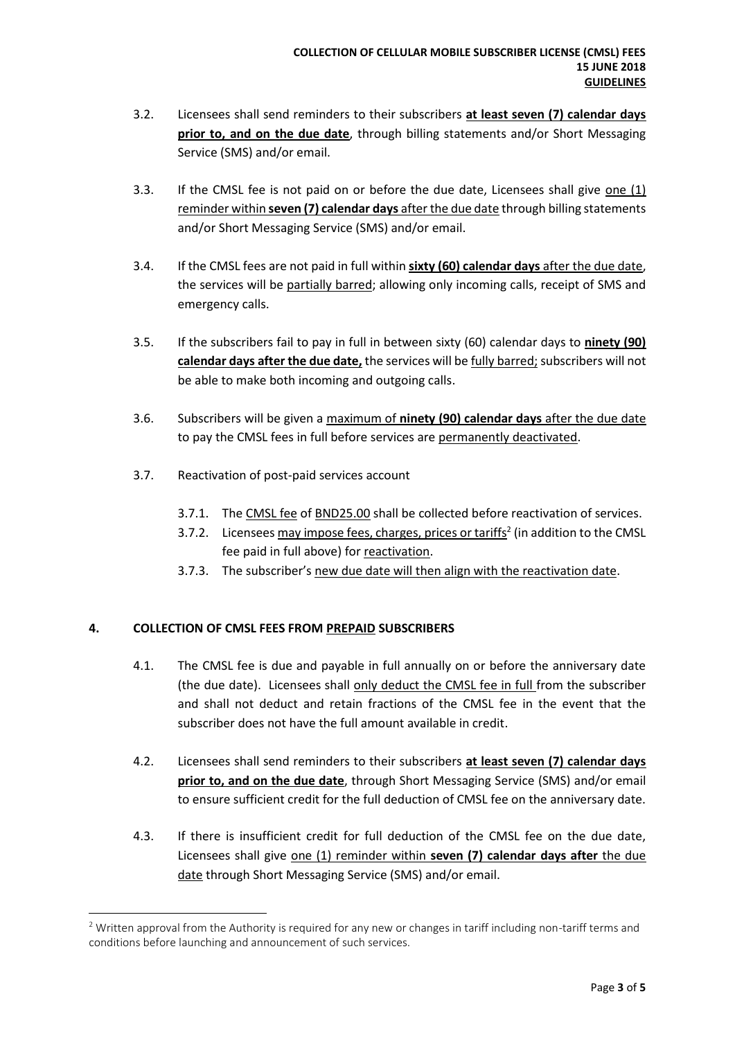3.2. Licensees shall send reminders to their subscribers **at least seven (7) calendar days prior to, and on the due date**, through billing statements and/or Short Messaging Service (SMS) and/or email.

3.3. If the CMSL fee is not paid on or before the due date, Licensees shall give one (1) reminder within **seven (7) calendar days** after the due date through billing statements and/or Short Messaging Service (SMS) and/or email.

3.4. If the CMSL fees are not paid in full within **sixty (60) calendar days** after the due date, the services will be partially barred; allowing only incoming calls, receipt of SMS and emergency calls.

3.5. If the subscribers fail to pay in full in between sixty (60) calendar days to **ninety (90) calendar days after the due date,** the services will be fully barred; subscribers will not be able to make both incoming and outgoing calls.

3.6. Subscribers will be given a maximum of **ninety (90) calendar days** after the due date to pay the CMSL fees in full before services are permanently deactivated.

3.7. Reactivation of post-paid services account

3.7.1. The CMSL fee of BND25.00 shall be collected before reactivation of services.

3.7.2. Licensees may impose fees, charges, prices or tariffs[2] (in addition to the CMSL fee paid in full above) for reactivation.

3.7.3. The subscriber's new due date will then align with the reactivation date.

## 4. COLLECTION OF CMSL FEES FROM PREPAID SUBSCRIBERS

4.1. The CMSL fee is due and payable in full annually on or before the anniversary date (the due date). Licensees shall only deduct the CMSL fee in full from the subscriber and shall not deduct and retain fractions of the CMSL fee in the event that the subscriber does not have the full amount available in credit.

4.2. Licensees shall send reminders to their subscribers **at least seven (7) calendar days prior to, and on the due date**, through Short Messaging Service (SMS) and/or email to ensure sufficient credit for the full deduction of CMSL fee on the anniversary date.

4.3. If there is insufficient credit for full deduction of the CMSL fee on the due date, Licensees shall give one (1) reminder within **seven (7) calendar days after** the due date through Short Messaging Service (SMS) and/or email.

[2] Written approval from the Authority is required for any new or changes in tariff including non-tariff terms and conditions before launching and announcement of such services.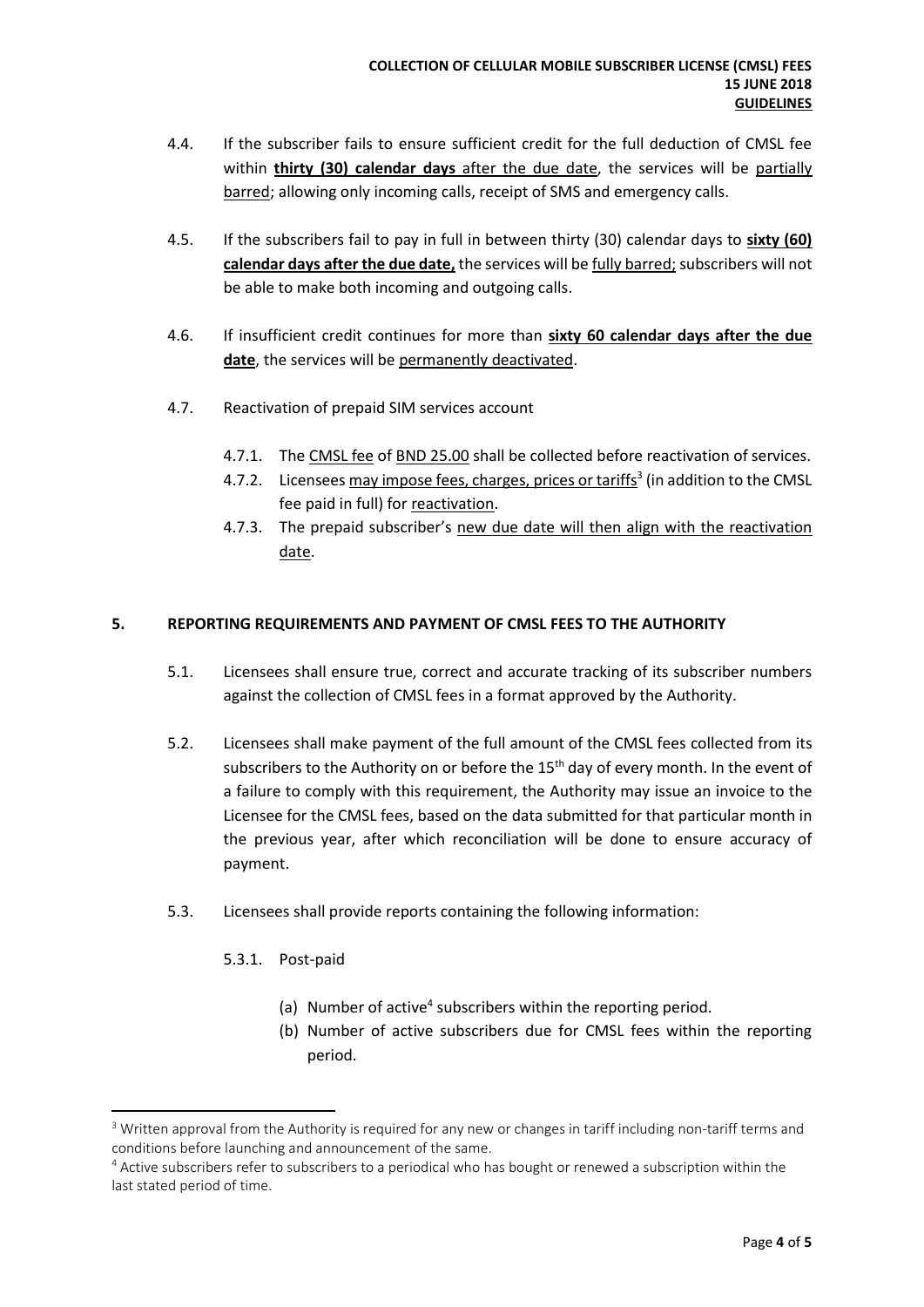4.4. If the subscriber fails to ensure sufficient credit for the full deduction of CMSL fee within **thirty (30) calendar days** after the due date, the services will be partially barred; allowing only incoming calls, receipt of SMS and emergency calls.

4.5. If the subscribers fail to pay in full in between thirty (30) calendar days to **sixty (60) calendar days after the due date,** the services will be fully barred; subscribers will not be able to make both incoming and outgoing calls.

4.6. If insufficient credit continues for more than **sixty 60 calendar days after the due date**, the services will be permanently deactivated.

4.7. Reactivation of prepaid SIM services account

4.7.1. The CMSL fee of BND 25.00 shall be collected before reactivation of services.

4.7.2. Licensees may impose fees, charges, prices or tariffs[3] (in addition to the CMSL fee paid in full) for reactivation.

4.7.3. The prepaid subscriber's new due date will then align with the reactivation date.

## 5. REPORTING REQUIREMENTS AND PAYMENT OF CMSL FEES TO THE AUTHORITY

5.1. Licensees shall ensure true, correct and accurate tracking of its subscriber numbers against the collection of CMSL fees in a format approved by the Authority.

5.2. Licensees shall make payment of the full amount of the CMSL fees collected from its subscribers to the Authority on or before the 15th day of every month. In the event of a failure to comply with this requirement, the Authority may issue an invoice to the Licensee for the CMSL fees, based on the data submitted for that particular month in the previous year, after which reconciliation will be done to ensure accuracy of payment.

5.3. Licensees shall provide reports containing the following information:

5.3.1. Post-paid

(a) Number of active[4] subscribers within the reporting period.

(b) Number of active subscribers due for CMSL fees within the reporting period.

---

[3] Written approval from the Authority is required for any new or changes in tariff including non-tariff terms and conditions before launching and announcement of the same.

[4] Active subscribers refer to subscribers to a periodical who has bought or renewed a subscription within the last stated period of time.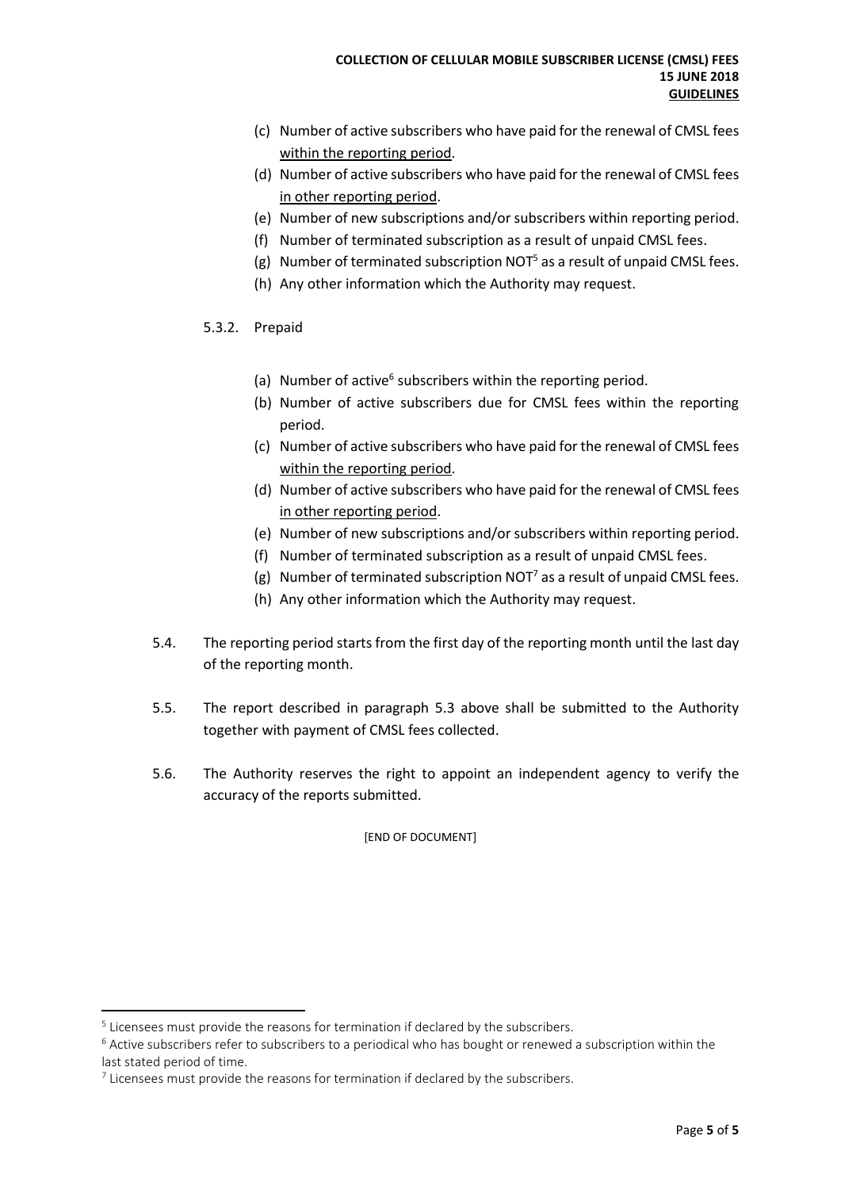(c) Number of active subscribers who have paid for the renewal of CMSL fees <u>within the reporting period</u>.

(d) Number of active subscribers who have paid for the renewal of CMSL fees <u>in other reporting period</u>.

(e) Number of new subscriptions and/or subscribers within reporting period.

(f) Number of terminated subscription as a result of unpaid CMSL fees.

(g) Number of terminated subscription NOT[5] as a result of unpaid CMSL fees.

(h) Any other information which the Authority may request.

5.3.2. Prepaid

(a) Number of active[6] subscribers within the reporting period.

(b) Number of active subscribers due for CMSL fees within the reporting period.

(c) Number of active subscribers who have paid for the renewal of CMSL fees <u>within the reporting period</u>.

(d) Number of active subscribers who have paid for the renewal of CMSL fees <u>in other reporting period</u>.

(e) Number of new subscriptions and/or subscribers within reporting period.

(f) Number of terminated subscription as a result of unpaid CMSL fees.

(g) Number of terminated subscription NOT[7] as a result of unpaid CMSL fees.

(h) Any other information which the Authority may request.

5.4. The reporting period starts from the first day of the reporting month until the last day of the reporting month.

5.5. The report described in paragraph 5.3 above shall be submitted to the Authority together with payment of CMSL fees collected.

5.6. The Authority reserves the right to appoint an independent agency to verify the accuracy of the reports submitted.

[END OF DOCUMENT]

---

[5] Licensees must provide the reasons for termination if declared by the subscribers.

[6] Active subscribers refer to subscribers to a periodical who has bought or renewed a subscription within the last stated period of time.

[7] Licensees must provide the reasons for termination if declared by the subscribers.